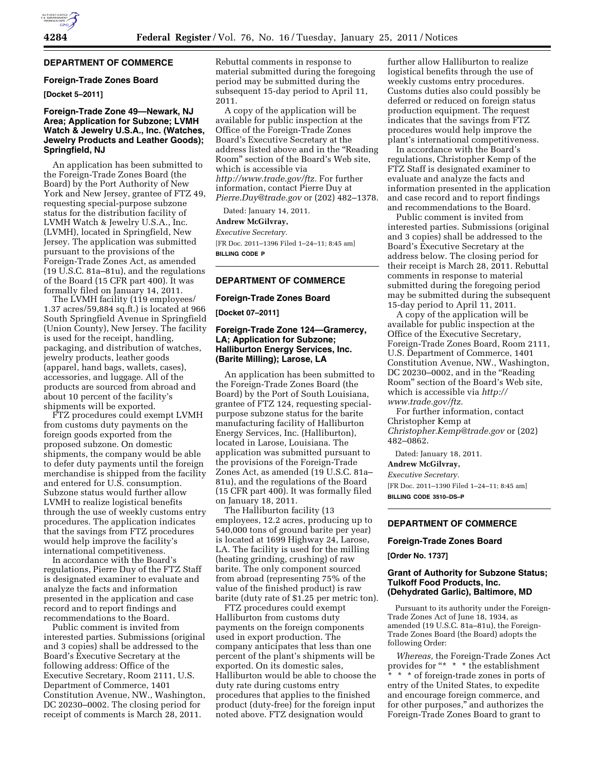## DEPARTMENT OF COMMERCE

### Foreign-Trade Zones Board

**[Docket 5–2011]**

### Foreign-Trade Zone 49—Newark, NJ Area; Application for Subzone; LVMH Watch & Jewelry U.S.A., Inc. (Watches, Jewelry Products and Leather Goods); Springfield, NJ

An application has been submitted to the Foreign-Trade Zones Board (the Board) by the Port Authority of New York and New Jersey, grantee of FTZ 49, requesting special-purpose subzone status for the distribution facility of LVMH Watch & Jewelry U.S.A., Inc. (LVMH), located in Springfield, New Jersey. The application was submitted pursuant to the provisions of the Foreign-Trade Zones Act, as amended (19 U.S.C. 81a–81u), and the regulations of the Board (15 CFR part 400). It was formally filed on January 14, 2011.

The LVMH facility (119 employees/1.37 acres/59,884 sq.ft.) is located at 966 South Springfield Avenue in Springfield (Union County), New Jersey. The facility is used for the receipt, handling, packaging, and distribution of watches, jewelry products, leather goods (apparel, hand bags, wallets, cases), accessories, and luggage. All of the products are sourced from abroad and about 10 percent of the facility's shipments will be exported.

FTZ procedures could exempt LVMH from customs duty payments on the foreign goods exported from the proposed subzone. On domestic shipments, the company would be able to defer duty payments until the foreign merchandise is shipped from the facility and entered for U.S. consumption. Subzone status would further allow LVMH to realize logistical benefits through the use of weekly customs entry procedures. The application indicates that the savings from FTZ procedures would help improve the facility's international competitiveness.

In accordance with the Board's regulations, Pierre Duy of the FTZ Staff is designated examiner to evaluate and analyze the facts and information presented in the application and case record and to report findings and recommendations to the Board.

Public comment is invited from interested parties. Submissions (original and 3 copies) shall be addressed to the Board's Executive Secretary at the following address: Office of the Executive Secretary, Room 2111, U.S. Department of Commerce, 1401 Constitution Avenue, NW., Washington, DC 20230–0002. The closing period for receipt of comments is March 28, 2011. Rebuttal comments in response to material submitted during the foregoing period may be submitted during the subsequent 15-day period to April 11, 2011.

A copy of the application will be available for public inspection at the Office of the Foreign-Trade Zones Board's Executive Secretary at the address listed above and in the "Reading Room" section of the Board's Web site, which is accessible via *http://www.trade.gov/ftz.* For further information, contact Pierre Duy at *Pierre.Duy@trade.gov* or (202) 482–1378.

Dated: January 14, 2011.

**Andrew McGilvray,**

*Executive Secretary.*

[FR Doc. 2011–1396 Filed 1–24–11; 8:45 am]

**BILLING CODE P**

## DEPARTMENT OF COMMERCE

### Foreign-Trade Zones Board

**[Docket 07–2011]**

### Foreign-Trade Zone 124—Gramercy, LA; Application for Subzone; Halliburton Energy Services, Inc. (Barite Milling); Larose, LA

An application has been submitted to the Foreign-Trade Zones Board (the Board) by the Port of South Louisiana, grantee of FTZ 124, requesting special-purpose subzone status for the barite manufacturing facility of Halliburton Energy Services, Inc. (Halliburton), located in Larose, Louisiana. The application was submitted pursuant to the provisions of the Foreign-Trade Zones Act, as amended (19 U.S.C. 81a–81u), and the regulations of the Board (15 CFR part 400). It was formally filed on January 18, 2011.

The Halliburton facility (13 employees, 12.2 acres, producing up to 540,000 tons of ground barite per year) is located at 1699 Highway 24, Larose, LA. The facility is used for the milling (heating grinding, crushing) of raw barite. The only component sourced from abroad (representing 75% of the value of the finished product) is raw barite (duty rate of $1.25 per metric ton).

FTZ procedures could exempt Halliburton from customs duty payments on the foreign components used in export production. The company anticipates that less than one percent of the plant's shipments will be exported. On its domestic sales, Halliburton would be able to choose the duty rate during customs entry procedures that applies to the finished product (duty-free) for the foreign input noted above. FTZ designation would further allow Halliburton to realize logistical benefits through the use of weekly customs entry procedures. Customs duties also could possibly be deferred or reduced on foreign status production equipment. The request indicates that the savings from FTZ procedures would help improve the plant's international competitiveness.

In accordance with the Board's regulations, Christopher Kemp of the FTZ Staff is designated examiner to evaluate and analyze the facts and information presented in the application and case record and to report findings and recommendations to the Board.

Public comment is invited from interested parties. Submissions (original and 3 copies) shall be addressed to the Board's Executive Secretary at the address below. The closing period for their receipt is March 28, 2011. Rebuttal comments in response to material submitted during the foregoing period may be submitted during the subsequent 15-day period to April 11, 2011.

A copy of the application will be available for public inspection at the Office of the Executive Secretary, Foreign-Trade Zones Board, Room 2111, U.S. Department of Commerce, 1401 Constitution Avenue, NW., Washington, DC 20230–0002, and in the "Reading Room" section of the Board's Web site, which is accessible via *http://www.trade.gov/ftz.*

For further information, contact Christopher Kemp at *Christopher.Kemp@trade.gov* or (202) 482–0862.

Dated: January 18, 2011.

**Andrew McGilvray,**

*Executive Secretary.*

[FR Doc. 2011–1390 Filed 1–24–11; 8:45 am]

**BILLING CODE 3510–DS–P**

## DEPARTMENT OF COMMERCE

### Foreign-Trade Zones Board

**[Order No. 1737]**

### Grant of Authority for Subzone Status; Tulkoff Food Products, Inc. (Dehydrated Garlic), Baltimore, MD

Pursuant to its authority under the Foreign-Trade Zones Act of June 18, 1934, as amended (19 U.S.C. 81a–81u), the Foreign-Trade Zones Board (the Board) adopts the following Order:

*Whereas,* the Foreign-Trade Zones Act provides for "* * * the establishment * * * of foreign-trade zones in ports of entry of the United States, to expedite and encourage foreign commerce, and for other purposes," and authorizes the Foreign-Trade Zones Board to grant to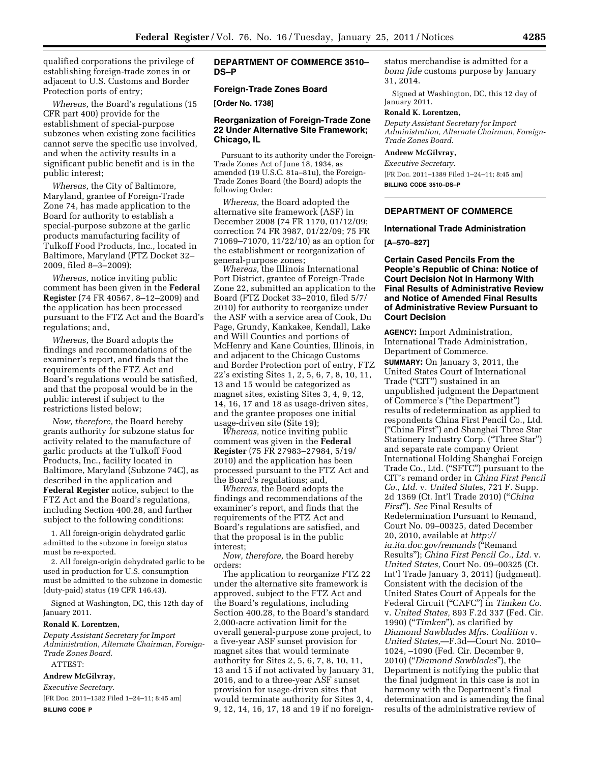qualified corporations the privilege of establishing foreign-trade zones in or adjacent to U.S. Customs and Border Protection ports of entry;

*Whereas,* the Board's regulations (15 CFR part 400) provide for the establishment of special-purpose subzones when existing zone facilities cannot serve the specific use involved, and when the activity results in a significant public benefit and is in the public interest;

*Whereas,* the City of Baltimore, Maryland, grantee of Foreign-Trade Zone 74, has made application to the Board for authority to establish a special-purpose subzone at the garlic products manufacturing facility of Tulkoff Food Products, Inc., located in Baltimore, Maryland (FTZ Docket 32–2009, filed 8–3–2009);

*Whereas,* notice inviting public comment has been given in the **Federal Register** (74 FR 40567, 8–12–2009) and the application has been processed pursuant to the FTZ Act and the Board's regulations; and,

*Whereas,* the Board adopts the findings and recommendations of the examiner's report, and finds that the requirements of the FTZ Act and Board's regulations would be satisfied, and that the proposal would be in the public interest if subject to the restrictions listed below;

*Now, therefore,* the Board hereby grants authority for subzone status for activity related to the manufacture of garlic products at the Tulkoff Food Products, Inc., facility located in Baltimore, Maryland (Subzone 74C), as described in the application and **Federal Register** notice, subject to the FTZ Act and the Board's regulations, including Section 400.28, and further subject to the following conditions:

1. All foreign-origin dehydrated garlic admitted to the subzone in foreign status must be re-exported.

2. All foreign-origin dehydrated garlic to be used in production for U.S. consumption must be admitted to the subzone in domestic (duty-paid) status (19 CFR 146.43).

Signed at Washington, DC, this 12th day of January 2011.

**Ronald K. Lorentzen,**

*Deputy Assistant Secretary for Import Administration, Alternate Chairman, Foreign-Trade Zones Board.*

ATTEST:

**Andrew McGilvray,**

*Executive Secretary.*

[FR Doc. 2011–1382 Filed 1–24–11; 8:45 am]

**BILLING CODE P**

## DEPARTMENT OF COMMERCE 3510–DS–P

### Foreign-Trade Zones Board

**[Order No. 1738]**

### Reorganization of Foreign-Trade Zone 22 Under Alternative Site Framework; Chicago, IL

Pursuant to its authority under the Foreign-Trade Zones Act of June 18, 1934, as amended (19 U.S.C. 81a–81u), the Foreign-Trade Zones Board (the Board) adopts the following Order:

*Whereas,* the Board adopted the alternative site framework (ASF) in December 2008 (74 FR 1170, 01/12/09; correction 74 FR 3987, 01/22/09; 75 FR 71069–71070, 11/22/10) as an option for the establishment or reorganization of general-purpose zones;

*Whereas,* the Illinois International Port District, grantee of Foreign-Trade Zone 22, submitted an application to the Board (FTZ Docket 33–2010, filed 5/7/2010) for authority to reorganize under the ASF with a service area of Cook, Du Page, Grundy, Kankakee, Kendall, Lake and Will Counties and portions of McHenry and Kane Counties, Illinois, in and adjacent to the Chicago Customs and Border Protection port of entry, FTZ 22's existing Sites 1, 2, 5, 6, 7, 8, 10, 11, 13 and 15 would be categorized as magnet sites, existing Sites 3, 4, 9, 12, 14, 16, 17 and 18 as usage-driven sites, and the grantee proposes one initial usage-driven site (Site 19);

*Whereas,* notice inviting public comment was given in the **Federal Register** (75 FR 27983–27984, 5/19/2010) and the application has been processed pursuant to the FTZ Act and the Board's regulations; and,

*Whereas,* the Board adopts the findings and recommendations of the examiner's report, and finds that the requirements of the FTZ Act and Board's regulations are satisfied, and that the proposal is in the public interest;

*Now, therefore,* the Board hereby orders:

The application to reorganize FTZ 22 under the alternative site framework is approved, subject to the FTZ Act and the Board's regulations, including Section 400.28, to the Board's standard 2,000-acre activation limit for the overall general-purpose zone project, to a five-year ASF sunset provision for magnet sites that would terminate authority for Sites 2, 5, 6, 7, 8, 10, 11, 13 and 15 if not activated by January 31, 2016, and to a three-year ASF sunset provision for usage-driven sites that would terminate authority for Sites 3, 4, 9, 12, 14, 16, 17, 18 and 19 if no foreign-status merchandise is admitted for a *bona fide* customs purpose by January 31, 2014.

Signed at Washington, DC, this 12 day of January 2011.

**Ronald K. Lorentzen,**

*Deputy Assistant Secretary for Import Administration, Alternate Chairman, Foreign-Trade Zones Board.*

**Andrew McGilvray,**

*Executive Secretary.*

[FR Doc. 2011–1389 Filed 1–24–11; 8:45 am]

**BILLING CODE 3510–DS–P**

## DEPARTMENT OF COMMERCE

### International Trade Administration

**[A–570–827]**

### Certain Cased Pencils From the People's Republic of China: Notice of Court Decision Not in Harmony With Final Results of Administrative Review and Notice of Amended Final Results of Administrative Review Pursuant to Court Decision

**AGENCY:** Import Administration, International Trade Administration, Department of Commerce.

**SUMMARY:** On January 3, 2011, the United States Court of International Trade ("CIT") sustained in an unpublished judgment the Department of Commerce's ("the Department") results of redetermination as applied to respondents China First Pencil Co., Ltd. ("China First") and Shanghai Three Star Stationery Industry Corp. ("Three Star") and separate rate company Orient International Holding Shanghai Foreign Trade Co., Ltd. ("SFTC") pursuant to the CIT's remand order in *China First Pencil Co., Ltd.* v. *United States,* 721 F. Supp. 2d 1369 (Ct. Int'l Trade 2010) ("*China First*"). *See* Final Results of Redetermination Pursuant to Remand, Court No. 09–00325, dated December 20, 2010, available at *http://ia.ita.doc.gov/remands* ("Remand Results"); *China First Pencil Co., Ltd.* v. *United States,* Court No. 09–00325 (Ct. Int'l Trade January 3, 2011) (judgment). Consistent with the decision of the United States Court of Appeals for the Federal Circuit ("CAFC") in *Timken Co.* v. *United States,* 893 F.2d 337 (Fed. Cir. 1990) ("*Timken*"), as clarified by *Diamond Sawblades Mfrs. Coalition* v. *United States,*—F.3d—Court No. 2010–1024, –1090 (Fed. Cir. December 9, 2010) ("*Diamond Sawblades*"), the Department is notifying the public that the final judgment in this case is not in harmony with the Department's final determination and is amending the final results of the administrative review of